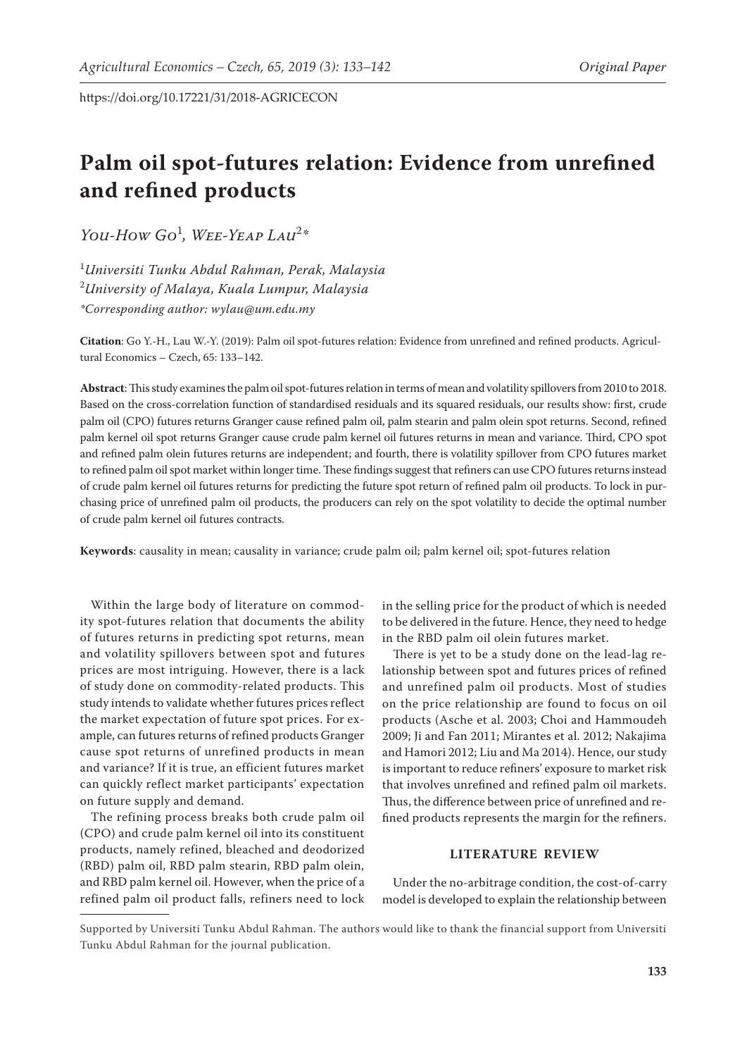https://doi.org/10.17221/31/2018-AGRICECON

# Palm oil spot-futures relation: Evidence from unrefined and refined products

*You-How Go*[1], *Wee-Yeap Lau*[2]*

[1]*Universiti Tunku Abdul Rahman, Perak, Malaysia*
[2]*University of Malaya, Kuala Lumpur, Malaysia*
**Corresponding author: wylau@um.edu.my*

**Citation**: Go Y.-H., Lau W.-Y. (2019): Palm oil spot-futures relation: Evidence from unrefined and refined products. Agricultural Economics – Czech, 65: 133–142.

**Abstract**: This study examines the palm oil spot-futures relation in terms of mean and volatility spillovers from 2010 to 2018. Based on the cross-correlation function of standardised residuals and its squared residuals, our results show: first, crude palm oil (CPO) futures returns Granger cause refined palm oil, palm stearin and palm olein spot returns. Second, refined palm kernel oil spot returns Granger cause crude palm kernel oil futures returns in mean and variance. Third, CPO spot and refined palm olein futures returns are independent; and fourth, there is volatility spillover from CPO futures market to refined palm oil spot market within longer time. These findings suggest that refiners can use CPO futures returns instead of crude palm kernel oil futures returns for predicting the future spot return of refined palm oil products. To lock in purchasing price of unrefined palm oil products, the producers can rely on the spot volatility to decide the optimal number of crude palm kernel oil futures contracts.

**Keywords**: causality in mean; causality in variance; crude palm oil; palm kernel oil; spot-futures relation

Within the large body of literature on commodity spot-futures relation that documents the ability of futures returns in predicting spot returns, mean and volatility spillovers between spot and futures prices are most intriguing. However, there is a lack of study done on commodity-related products. This study intends to validate whether futures prices reflect the market expectation of future spot prices. For example, can futures returns of refined products Granger cause spot returns of unrefined products in mean and variance? If it is true, an efficient futures market can quickly reflect market participants' expectation on future supply and demand.

The refining process breaks both crude palm oil (CPO) and crude palm kernel oil into its constituent products, namely refined, bleached and deodorized (RBD) palm oil, RBD palm stearin, RBD palm olein, and RBD palm kernel oil. However, when the price of a refined palm oil product falls, refiners need to lock in the selling price for the product of which is needed to be delivered in the future. Hence, they need to hedge in the RBD palm oil olein futures market.

There is yet to be a study done on the lead-lag relationship between spot and futures prices of refined and unrefined palm oil products. Most of studies on the price relationship are found to focus on oil products (Asche et al. 2003; Choi and Hammoudeh 2009; Ji and Fan 2011; Mirantes et al. 2012; Nakajima and Hamori 2012; Liu and Ma 2014). Hence, our study is important to reduce refiners' exposure to market risk that involves unrefined and refined palm oil markets. Thus, the difference between price of unrefined and refined products represents the margin for the refiners.

## LITERATURE REVIEW

Under the no-arbitrage condition, the cost-of-carry model is developed to explain the relationship between

Supported by Universiti Tunku Abdul Rahman. The authors would like to thank the financial support from Universiti Tunku Abdul Rahman for the journal publication.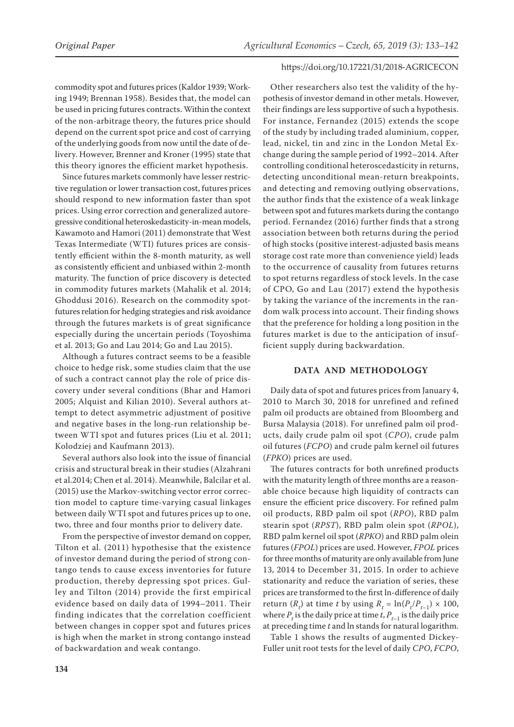commodity spot and futures prices (Kaldor 1939; Working 1949; Brennan 1958). Besides that, the model can be used in pricing futures contracts. Within the context of the non-arbitrage theory, the futures price should depend on the current spot price and cost of carrying of the underlying goods from now until the date of delivery. However, Brenner and Kroner (1995) state that this theory ignores the efficient market hypothesis.

Since futures markets commonly have lesser restrictive regulation or lower transaction cost, futures prices should respond to new information faster than spot prices. Using error correction and generalized autoregressive conditional heteroskedasticity-in-mean models, Kawamoto and Hamori (2011) demonstrate that West Texas Intermediate (WTI) futures prices are consistently efficient within the 8-month maturity, as well as consistently efficient and unbiased within 2-month maturity. The function of price discovery is detected in commodity futures markets (Mahalik et al. 2014; Ghoddusi 2016). Research on the commodity spot-futures relation for hedging strategies and risk avoidance through the futures markets is of great significance especially during the uncertain periods (Toyoshima et al. 2013; Go and Lau 2014; Go and Lau 2015).

Although a futures contract seems to be a feasible choice to hedge risk, some studies claim that the use of such a contract cannot play the role of price discovery under several conditions (Bhar and Hamori 2005; Alquist and Kilian 2010). Several authors attempt to detect asymmetric adjustment of positive and negative bases in the long-run relationship between WTI spot and futures prices (Liu et al. 2011; Kolodziej and Kaufmann 2013).

Several authors also look into the issue of financial crisis and structural break in their studies (Alzahrani et al.2014; Chen et al. 2014). Meanwhile, Balcilar et al. (2015) use the Markov-switching vector error correction model to capture time-varying casual linkages between daily WTI spot and futures prices up to one, two, three and four months prior to delivery date.

From the perspective of investor demand on copper, Tilton et al. (2011) hypothesise that the existence of investor demand during the period of strong contango tends to cause excess inventories for future production, thereby depressing spot prices. Gulley and Tilton (2014) provide the first empirical evidence based on daily data of 1994–2011. Their finding indicates that the correlation coefficient between changes in copper spot and futures prices is high when the market in strong contango instead of backwardation and weak contango.

Other researchers also test the validity of the hypothesis of investor demand in other metals. However, their findings are less supportive of such a hypothesis. For instance, Fernandez (2015) extends the scope of the study by including traded aluminium, copper, lead, nickel, tin and zinc in the London Metal Exchange during the sample period of 1992–2014. After controlling conditional heteroscedasticity in returns, detecting unconditional mean-return breakpoints, and detecting and removing outlying observations, the author finds that the existence of a weak linkage between spot and futures markets during the contango period. Fernandez (2016) further finds that a strong association between both returns during the period of high stocks (positive interest-adjusted basis means storage cost rate more than convenience yield) leads to the occurrence of causality from futures returns to spot returns regardless of stock levels. In the case of CPO, Go and Lau (2017) extend the hypothesis by taking the variance of the increments in the random walk process into account. Their finding shows that the preference for holding a long position in the futures market is due to the anticipation of insufficient supply during backwardation.

## DATA AND METHODOLOGY

Daily data of spot and futures prices from January 4, 2010 to March 30, 2018 for unrefined and refined palm oil products are obtained from Bloomberg and Bursa Malaysia (2018). For unrefined palm oil products, daily crude palm oil spot (*CPO*), crude palm oil futures (*FCPO*) and crude palm kernel oil futures (*FPKO*) prices are used.

The futures contracts for both unrefined products with the maturity length of three months are a reasonable choice because high liquidity of contracts can ensure the efficient price discovery. For refined palm oil products, RBD palm oil spot (*RPO*), RBD palm stearin spot (*RPST*), RBD palm olein spot (*RPOL*), RBD palm kernel oil spot (*RPKO*) and RBD palm olein futures (*FPOL*) prices are used. However, *FPOL* prices for three months of maturity are only available from June 13, 2014 to December 31, 2015. In order to achieve stationarity and reduce the variation of series, these prices are transformed to the first ln-difference of daily return ($R_t$) at time $t$ by using $R_t = \ln(P_t/P_{t-1}) \times 100$, where $P_t$ is the daily price at time $t$, $P_{t-1}$ is the daily price at preceding time $t$ and ln stands for natural logarithm.

Table 1 shows the results of augmented Dickey-Fuller unit root tests for the level of daily *CPO*, *FCPO*,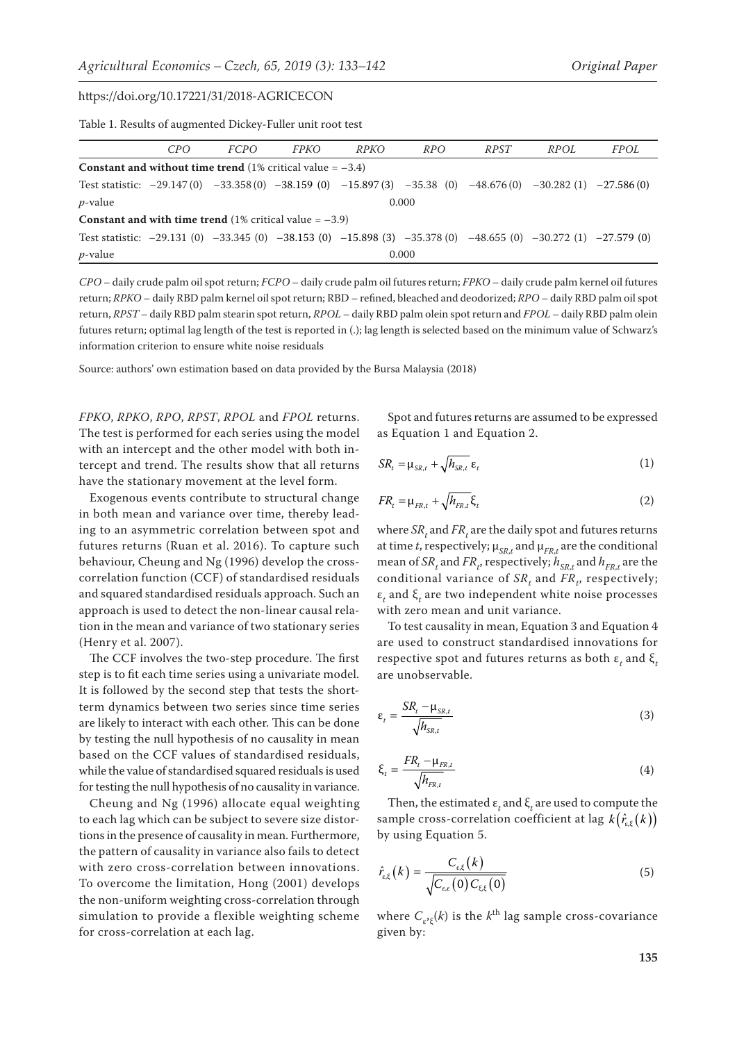Table 1. Results of augmented Dickey-Fuller unit root test

| | *CPO* | *FCPO* | *FPKO* | *RPKO* | *RPO* | *RPST* | *RPOL* | *FPOL* |
|---|---|---|---|---|---|---|---|---|
| **Constant and without time trend** (1% critical value = −3.4) | | | | | | | | |
| Test statistic: | −29.147 (0) | −33.358 (0) | −38.159 (0) | −15.897 (3) | −35.38 (0) | −48.676 (0) | −30.282 (1) | −27.586 (0) |
| *p*-value | | | | | 0.000 | | | |
| **Constant and with time trend** (1% critical value = −3.9) | | | | | | | | |
| Test statistic: | −29.131 (0) | −33.345 (0) | −38.153 (0) | −15.898 (3) | −35.378 (0) | −48.655 (0) | −30.272 (1) | −27.579 (0) |
| *p*-value | | | | | 0.000 | | | |

*CPO* – daily crude palm oil spot return; *FCPO* – daily crude palm oil futures return; *FPKO* – daily crude palm kernel oil futures return; *RPKO* – daily RBD palm kernel oil spot return; RBD – refined, bleached and deodorized; *RPO* – daily RBD palm oil spot return, *RPST* – daily RBD palm stearin spot return, *RPOL* – daily RBD palm olein spot return and *FPOL* – daily RBD palm olein futures return; optimal lag length of the test is reported in (.); lag length is selected based on the minimum value of Schwarz's information criterion to ensure white noise residuals

Source: authors' own estimation based on data provided by the Bursa Malaysia (2018)

*FPKO*, *RPKO*, *RPO*, *RPST*, *RPOL* and *FPOL* returns. The test is performed for each series using the model with an intercept and the other model with both intercept and trend. The results show that all returns have the stationary movement at the level form.

Exogenous events contribute to structural change in both mean and variance over time, thereby leading to an asymmetric correlation between spot and futures returns (Ruan et al. 2016). To capture such behaviour, Cheung and Ng (1996) develop the cross-correlation function (CCF) of standardised residuals and squared standardised residuals approach. Such an approach is used to detect the non-linear causal relation in the mean and variance of two stationary series (Henry et al. 2007).

The CCF involves the two-step procedure. The first step is to fit each time series using a univariate model. It is followed by the second step that tests the short-term dynamics between two series since time series are likely to interact with each other. This can be done by testing the null hypothesis of no causality in mean based on the CCF values of standardised residuals, while the value of standardised squared residuals is used for testing the null hypothesis of no causality in variance.

Cheung and Ng (1996) allocate equal weighting to each lag which can be subject to severe size distortions in the presence of causality in mean. Furthermore, the pattern of causality in variance also fails to detect with zero cross-correlation between innovations. To overcome the limitation, Hong (2001) develops the non-uniform weighting cross-correlation through simulation to provide a flexible weighting scheme for cross-correlation at each lag.

Spot and futures returns are assumed to be expressed as Equation 1 and Equation 2.

$$SR_t = \mu_{SR,t} + \sqrt{h_{SR,t}}\,\varepsilon_t \tag{1}$$

$$FR_t = \mu_{FR,t} + \sqrt{h_{FR,t}}\,\xi_t \tag{2}$$

where $SR_t$ and $FR_t$ are the daily spot and futures returns at time $t$, respectively; $\mu_{SR,t}$ and $\mu_{FR,t}$ are the conditional mean of $SR_t$ and $FR_t$, respectively; $h_{SR,t}$ and $h_{FR,t}$ are the conditional variance of $SR_t$ and $FR_t$, respectively; $\varepsilon_t$ and $\xi_t$ are two independent white noise processes with zero mean and unit variance.

To test causality in mean, Equation 3 and Equation 4 are used to construct standardised innovations for respective spot and futures returns as both $\varepsilon_t$ and $\xi_t$ are unobservable.

$$\varepsilon_t = \frac{SR_t - \mu_{SR,t}}{\sqrt{h_{SR,t}}} \tag{3}$$

$$\xi_t = \frac{FR_t - \mu_{FR,t}}{\sqrt{h_{FR,t}}} \tag{4}$$

Then, the estimated $\varepsilon_t$ and $\xi_t$ are used to compute the sample cross-correlation coefficient at lag $k\left(\hat{r}_{\varepsilon\xi}(k)\right)$ by using Equation 5.

$$\hat{r}_{\varepsilon\xi}(k) = \frac{C_{\varepsilon\xi}(k)}{\sqrt{C_{\varepsilon\varepsilon}(0)\,C_{\xi\xi}(0)}} \tag{5}$$

where $C_{\varepsilon},_{\xi}(k)$ is the $k^{\text{th}}$ lag sample cross-covariance given by: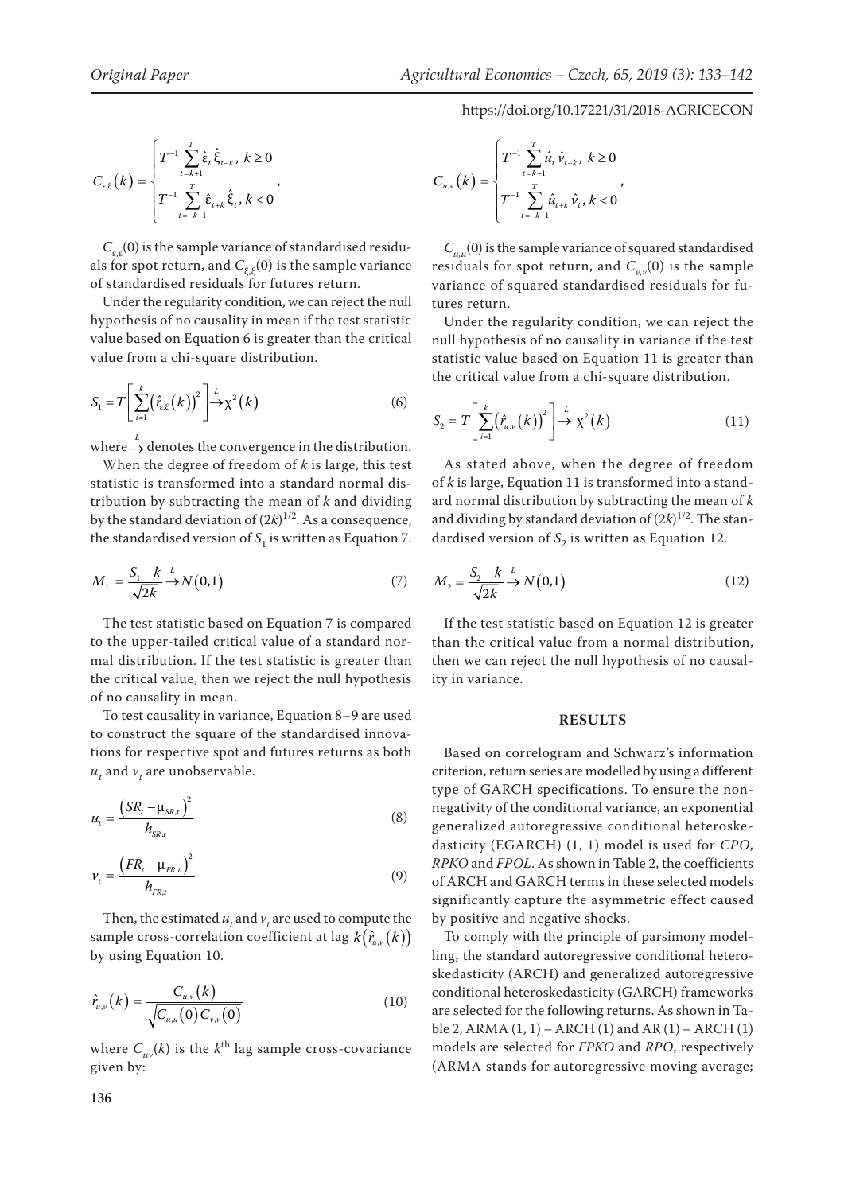$$C_{\varepsilon,\xi}(k) = \begin{cases} T^{-1} \sum_{t=k+1}^{T} \hat{\varepsilon}_t \hat{\xi}_{t-k}, \ k \geq 0 \\ T^{-1} \sum_{t=-k+1}^{T} \hat{\varepsilon}_{t+k} \hat{\xi}_t, \ k < 0 \end{cases},$$

$C_{\varepsilon,\varepsilon}(0)$ is the sample variance of standardised residuals for spot return, and $C_{\xi,\xi}(0)$ is the sample variance of standardised residuals for futures return.

Under the regularity condition, we can reject the null hypothesis of no causality in mean if the test statistic value based on Equation 6 is greater than the critical value from a chi-square distribution.

$$S_1 = T\left[\sum_{i=1}^{k}\left(\hat{r}_{\varepsilon,\xi}(k)\right)^2\right] \xrightarrow{L} \chi^2(k) \tag{6}$$

where $\xrightarrow{L}$ denotes the convergence in the distribution.

When the degree of freedom of $k$ is large, this test statistic is transformed into a standard normal distribution by subtracting the mean of $k$ and dividing by the standard deviation of $(2k)^{1/2}$. As a consequence, the standardised version of $S_1$ is written as Equation 7.

$$M_1 = \frac{S_1 - k}{\sqrt{2k}} \xrightarrow{L} N(0,1) \tag{7}$$

The test statistic based on Equation 7 is compared to the upper-tailed critical value of a standard normal distribution. If the test statistic is greater than the critical value, then we reject the null hypothesis of no causality in mean.

To test causality in variance, Equation 8–9 are used to construct the square of the standardised innovations for respective spot and futures returns as both $u_t$ and $v_t$ are unobservable.

$$u_t = \frac{\left(SR_t - \mu_{SR,t}\right)^2}{h_{SR,t}} \tag{8}$$

$$v_t = \frac{\left(FR_t - \mu_{FR,t}\right)^2}{h_{FR,t}} \tag{9}$$

Then, the estimated $u_t$ and $v_t$ are used to compute the sample cross-correlation coefficient at lag $k\left(\hat{r}_{u,v}(k)\right)$ by using Equation 10.

$$\hat{r}_{u,v}(k) = \frac{C_{u,v}(k)}{\sqrt{C_{u,u}(0)\,C_{v,v}(0)}} \tag{10}$$

where $C_{uv}(k)$ is the $k^{\text{th}}$ lag sample cross-covariance given by:

$$C_{u,v}(k) = \begin{cases} T^{-1} \sum_{t=k+1}^{T} \hat{u}_t \hat{v}_{t-k}, \ k \geq 0 \\ T^{-1} \sum_{t=-k+1}^{T} \hat{u}_{t+k} \hat{v}_t, \ k < 0 \end{cases},$$

$C_{u,u}(0)$ is the sample variance of squared standardised residuals for spot return, and $C_{v,v}(0)$ is the sample variance of squared standardised residuals for futures return.

Under the regularity condition, we can reject the null hypothesis of no causality in variance if the test statistic value based on Equation 11 is greater than the critical value from a chi-square distribution.

$$S_2 = T\left[\sum_{i=1}^{k}\left(\hat{r}_{u,v}(k)\right)^2\right] \xrightarrow{L} \chi^2(k) \tag{11}$$

As stated above, when the degree of freedom of $k$ is large, Equation 11 is transformed into a standard normal distribution by subtracting the mean of $k$ and dividing by standard deviation of $(2k)^{1/2}$. The standardised version of $S_2$ is written as Equation 12.

$$M_2 = \frac{S_2 - k}{\sqrt{2k}} \xrightarrow{L} N(0,1) \tag{12}$$

If the test statistic based on Equation 12 is greater than the critical value from a normal distribution, then we can reject the null hypothesis of no causality in variance.

## RESULTS

Based on correlogram and Schwarz's information criterion, return series are modelled by using a different type of GARCH specifications. To ensure the non-negativity of the conditional variance, an exponential generalized autoregressive conditional heteroskedasticity (EGARCH) (1, 1) model is used for *CPO*, *RPKO* and *FPOL*. As shown in Table 2, the coefficients of ARCH and GARCH terms in these selected models significantly capture the asymmetric effect caused by positive and negative shocks.

To comply with the principle of parsimony modelling, the standard autoregressive conditional heteroskedasticity (ARCH) and generalized autoregressive conditional heteroskedasticity (GARCH) frameworks are selected for the following returns. As shown in Table 2, ARMA (1, 1) – ARCH (1) and AR (1) – ARCH (1) models are selected for *FPKO* and *RPO*, respectively (ARMA stands for autoregressive moving average;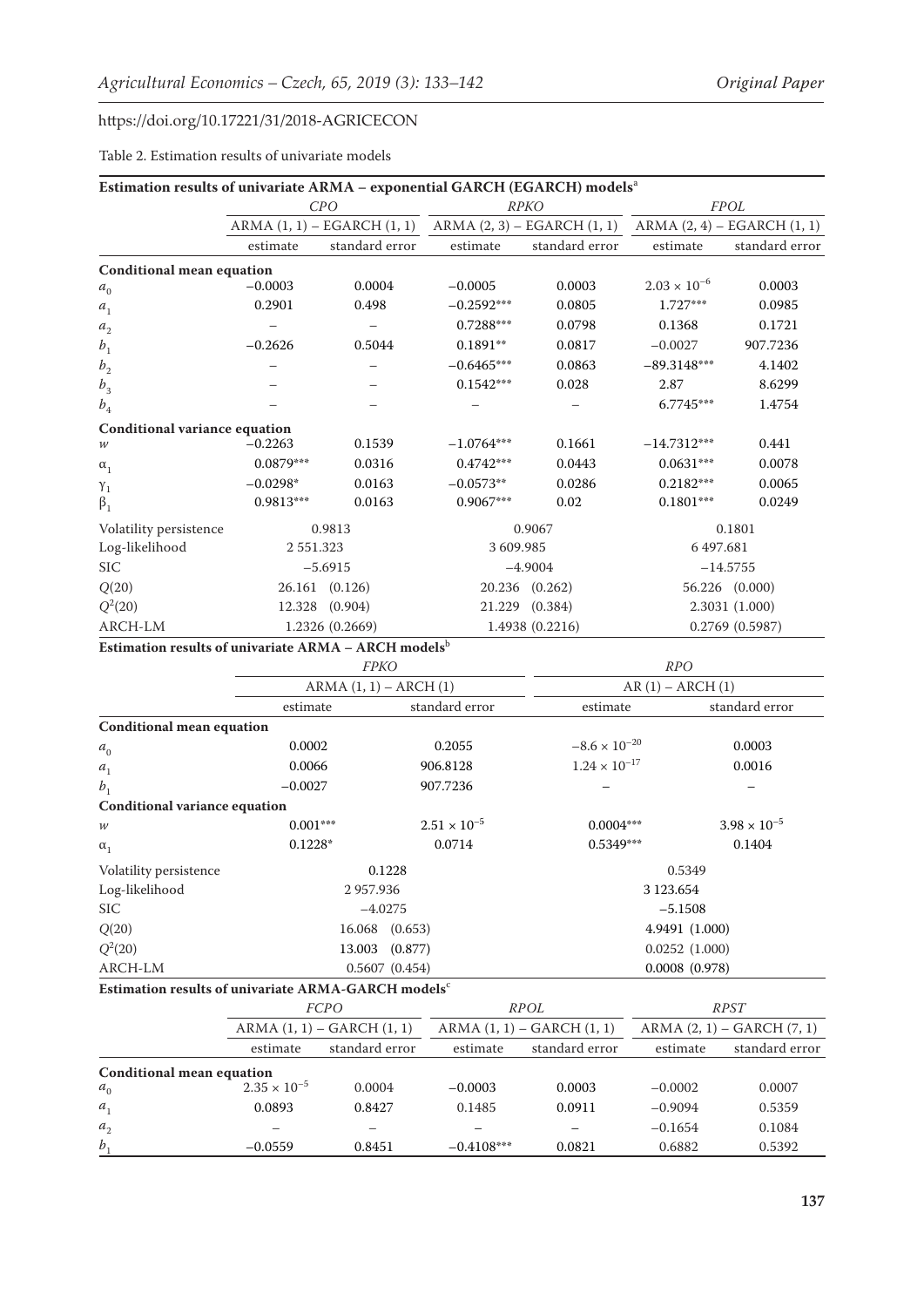Table 2. Estimation results of univariate models

**Estimation results of univariate ARMA – exponential GARCH (EGARCH) models**[a]

| | *CPO* | | *RPKO* | | *FPOL* | |
|---|---|---|---|---|---|---|
| | ARMA (1, 1) – EGARCH (1, 1) | | ARMA (2, 3) – EGARCH (1, 1) | | ARMA (2, 4) – EGARCH (1, 1) | |
| | estimate | standard error | estimate | standard error | estimate | standard error |
| **Conditional mean equation** | | | | | | |
| $a_0$ | –0.0003 | 0.0004 | –0.0005 | 0.0003 | $2.03 \times 10^{-6}$ | 0.0003 |
| $a_1$ | 0.2901 | 0.498 | –0.2592*** | 0.0805 | 1.727*** | 0.0985 |
| $a_2$ | – | – | 0.7288*** | 0.0798 | 0.1368 | 0.1721 |
| $b_1$ | –0.2626 | 0.5044 | 0.1891** | 0.0817 | –0.0027 | 907.7236 |
| $b_2$ | – | – | –0.6465*** | 0.0863 | –89.3148*** | 4.1402 |
| $b_3$ | – | – | 0.1542*** | 0.028 | 2.87 | 8.6299 |
| $b_4$ | – | – | – | – | 6.7745*** | 1.4754 |
| **Conditional variance equation** | | | | | | |
| $w$ | –0.2263 | 0.1539 | –1.0764*** | 0.1661 | –14.7312*** | 0.441 |
| $\alpha_1$ | 0.0879*** | 0.0316 | 0.4742*** | 0.0443 | 0.0631*** | 0.0078 |
| $\gamma_1$ | –0.0298* | 0.0163 | –0.0573** | 0.0286 | 0.2182*** | 0.0065 |
| $\beta_1$ | 0.9813*** | 0.0163 | 0.9067*** | 0.02 | 0.1801*** | 0.0249 |
| Volatility persistence | 0.9813 | | 0.9067 | | 0.1801 | |
| Log-likelihood | 2 551.323 | | 3 609.985 | | 6 497.681 | |
| SIC | –5.6915 | | –4.9004 | | –14.5755 | |
| $Q(20)$ | 26.161 (0.126) | | 20.236 (0.262) | | 56.226 (0.000) | |
| $Q^2(20)$ | 12.328 (0.904) | | 21.229 (0.384) | | 2.3031 (1.000) | |
| ARCH-LM | 1.2326 (0.2669) | | 1.4938 (0.2216) | | 0.2769 (0.5987) | |

**Estimation results of univariate ARMA – ARCH models**[b]

| | *FPKO* | | *RPO* | |
|---|---|---|---|---|
| | ARMA (1, 1) – ARCH (1) | | AR (1) – ARCH (1) | |
| | estimate | standard error | estimate | standard error |
| **Conditional mean equation** | | | | |
| $a_0$ | 0.0002 | 0.2055 | $-8.6 \times 10^{-20}$ | 0.0003 |
| $a_1$ | 0.0066 | 906.8128 | $1.24 \times 10^{-17}$ | 0.0016 |
| $b_1$ | –0.0027 | 907.7236 | – | – |
| **Conditional variance equation** | | | | |
| $w$ | 0.001*** | $2.51 \times 10^{-5}$ | 0.0004*** | $3.98 \times 10^{-5}$ |
| $\alpha_1$ | 0.1228* | 0.0714 | 0.5349*** | 0.1404 |
| Volatility persistence | 0.1228 | | 0.5349 | |
| Log-likelihood | 2 957.936 | | 3 123.654 | |
| SIC | –4.0275 | | –5.1508 | |
| $Q(20)$ | 16.068 (0.653) | | 4.9491 (1.000) | |
| $Q^2(20)$ | 13.003 (0.877) | | 0.0252 (1.000) | |
| ARCH-LM | 0.5607 (0.454) | | 0.0008 (0.978) | |

**Estimation results of univariate ARMA-GARCH models**[c]

| | *FCPO* | | *RPOL* | | *RPST* | |
|---|---|---|---|---|---|---|
| | ARMA (1, 1) – GARCH (1, 1) | | ARMA (1, 1) – GARCH (1, 1) | | ARMA (2, 1) – GARCH (7, 1) | |
| | estimate | standard error | estimate | standard error | estimate | standard error |
| **Conditional mean equation** | | | | | | |
| $a_0$ | $2.35 \times 10^{-5}$ | 0.0004 | –0.0003 | 0.0003 | –0.0002 | 0.0007 |
| $a_1$ | 0.0893 | 0.8427 | 0.1485 | 0.0911 | –0.9094 | 0.5359 |
| $a_2$ | – | – | – | – | –0.1654 | 0.1084 |
| $b_1$ | –0.0559 | 0.8451 | –0.4108*** | 0.0821 | 0.6882 | 0.5392 |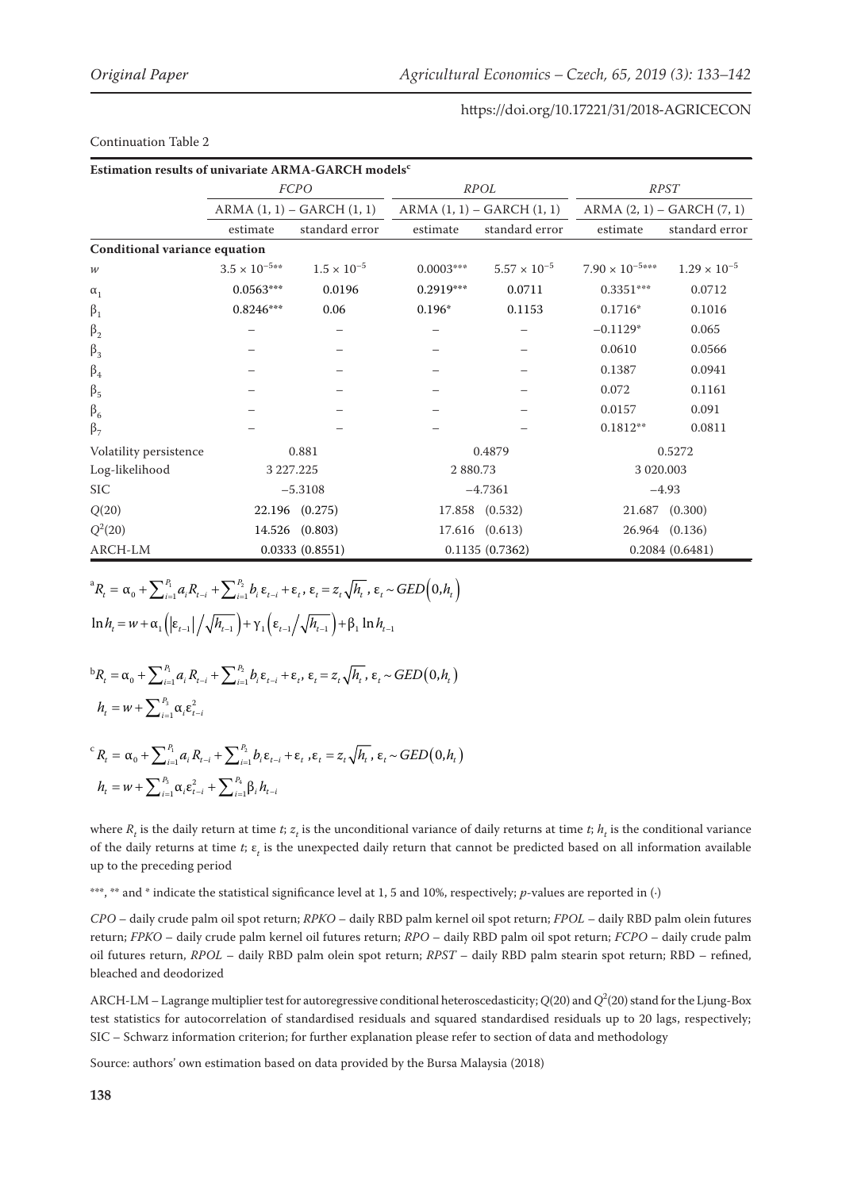Continuation Table 2

| Estimation results of univariate ARMA-GARCH models[c] | | | | | | |
|---|---|---|---|---|---|---|
| | *FCPO* | | *RPOL* | | *RPST* | |
| | ARMA (1, 1) – GARCH (1, 1) | | ARMA (1, 1) – GARCH (1, 1) | | ARMA (2, 1) – GARCH (7, 1) | |
| | estimate | standard error | estimate | standard error | estimate | standard error |
| **Conditional variance equation** | | | | | | |
| $w$ | $3.5 \times 10^{-5}$** | $1.5 \times 10^{-5}$ | 0.0003*** | $5.57 \times 10^{-5}$ | $7.90 \times 10^{-5}$*** | $1.29 \times 10^{-5}$ |
| $\alpha_1$ | 0.0563*** | 0.0196 | 0.2919*** | 0.0711 | 0.3351*** | 0.0712 |
| $\beta_1$ | 0.8246*** | 0.06 | 0.196* | 0.1153 | 0.1716* | 0.1016 |
| $\beta_2$ | – | – | – | – | −0.1129* | 0.065 |
| $\beta_3$ | – | – | – | – | 0.0610 | 0.0566 |
| $\beta_4$ | – | – | – | – | 0.1387 | 0.0941 |
| $\beta_5$ | – | – | – | – | 0.072 | 0.1161 |
| $\beta_6$ | – | – | – | – | 0.0157 | 0.091 |
| $\beta_7$ | – | – | – | – | 0.1812** | 0.0811 |
| Volatility persistence | 0.881 | | 0.4879 | | 0.5272 | |
| Log-likelihood | 3 227.225 | | 2 880.73 | | 3 020.003 | |
| SIC | −5.3108 | | −4.7361 | | −4.93 | |
| $Q(20)$ | 22.196 (0.275) | | 17.858 (0.532) | | 21.687 (0.300) | |
| $Q^2(20)$ | 14.526 (0.803) | | 17.616 (0.613) | | 26.964 (0.136) | |
| ARCH-LM | 0.0333 (0.8551) | | 0.1135 (0.7362) | | 0.2084 (0.6481) | |

[a] $R_t = \alpha_0 + \sum_{i=1}^{P_1} a_i R_{t-i} + \sum_{i=1}^{P_2} b_i \varepsilon_{t-i} + \varepsilon_t,\ \varepsilon_t = z_t \sqrt{h_t},\ \varepsilon_t \sim GED(0, h_t)$

$$\ln h_t = w + \alpha_1 \left( |\varepsilon_{t-1}| \big/ \sqrt{h_{t-1}} \right) + \gamma_1 \left( \varepsilon_{t-1} \big/ \sqrt{h_{t-1}} \right) + \beta_1 \ln h_{t-1}$$

[b] $R_t = \alpha_0 + \sum_{i=1}^{P_1} a_i R_{t-i} + \sum_{i=1}^{P_2} b_i \varepsilon_{t-i} + \varepsilon_t,\ \varepsilon_t = z_t \sqrt{h_t},\ \varepsilon_t \sim GED(0, h_t)$

$$h_t = w + \sum_{i=1}^{P_3} \alpha_i \varepsilon_{t-i}^2$$

[c] $R_t = \alpha_0 + \sum_{i=1}^{P_1} a_i R_{t-i} + \sum_{i=1}^{P_2} b_i \varepsilon_{t-i} + \varepsilon_t,\ \varepsilon_t = z_t \sqrt{h_t},\ \varepsilon_t \sim GED(0, h_t)$

$$h_t = w + \sum_{i=1}^{P_3} \alpha_i \varepsilon_{t-i}^2 + \sum_{i=1}^{P_4} \beta_i h_{t-i}$$

where $R_t$ is the daily return at time $t$; $z_t$ is the unconditional variance of daily returns at time $t$; $h_t$ is the conditional variance of the daily returns at time $t$; $\varepsilon_t$ is the unexpected daily return that cannot be predicted based on all information available up to the preceding period

***, ** and * indicate the statistical significance level at 1, 5 and 10%, respectively; $p$-values are reported in (·)

*CPO* – daily crude palm oil spot return; *RPKO* – daily RBD palm kernel oil spot return; *FPOL* – daily RBD palm olein futures return; *FPKO* – daily crude palm kernel oil futures return; *RPO* – daily RBD palm oil spot return; *FCPO* – daily crude palm oil futures return, *RPOL* – daily RBD palm olein spot return; *RPST* – daily RBD palm stearin spot return; RBD – refined, bleached and deodorized

ARCH-LM – Lagrange multiplier test for autoregressive conditional heteroscedasticity; $Q(20)$ and $Q^2(20)$ stand for the Ljung-Box test statistics for autocorrelation of standardised residuals and squared standardised residuals up to 20 lags, respectively; SIC – Schwarz information criterion; for further explanation please refer to section of data and methodology

Source: authors' own estimation based on data provided by the Bursa Malaysia (2018)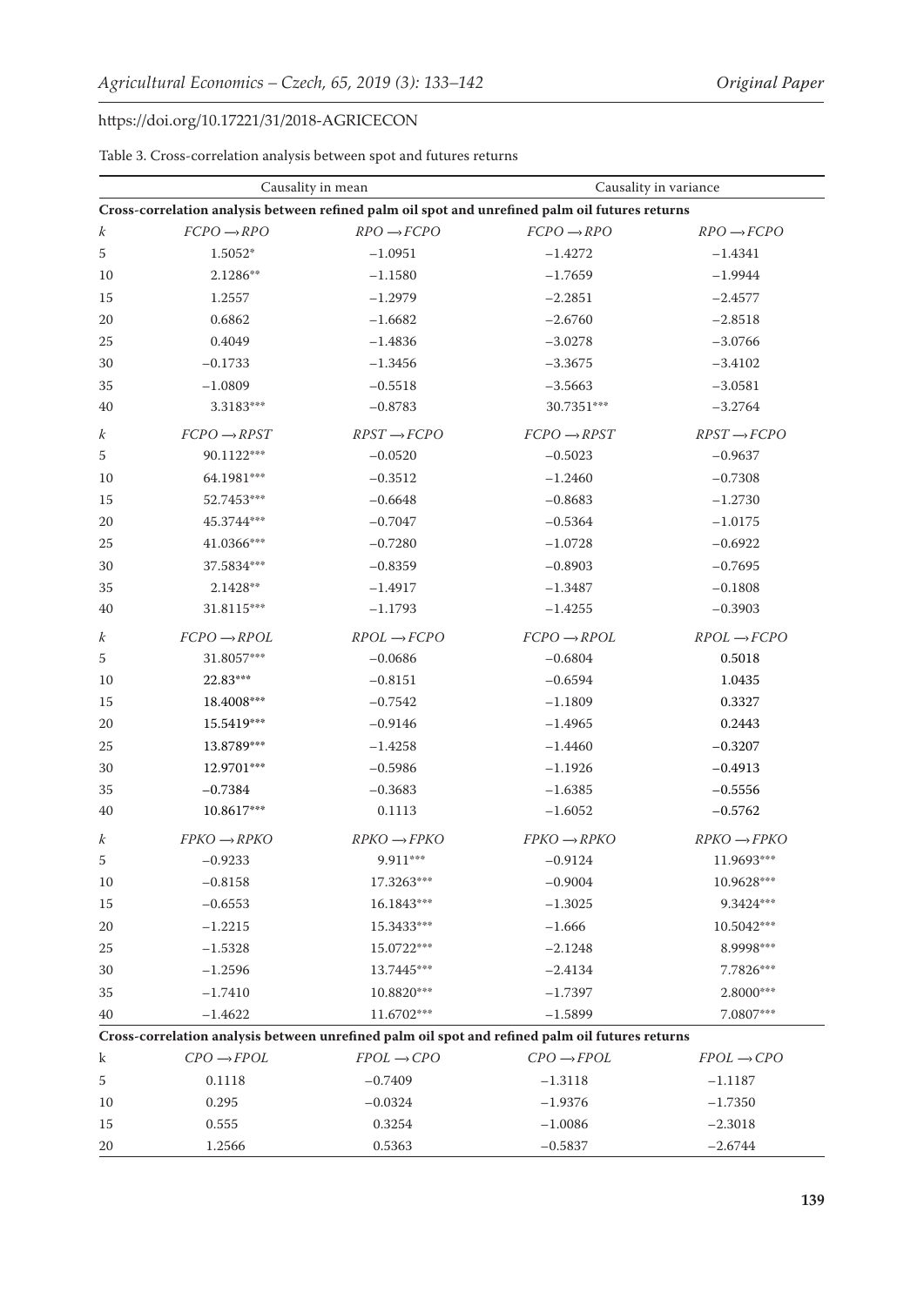Table 3. Cross-correlation analysis between spot and futures returns

| | Causality in mean | | Causality in variance | |
|---|---|---|---|---|
| **Cross-correlation analysis between refined palm oil spot and unrefined palm oil futures returns** | | | | |
| *k* | *FCPO* → *RPO* | *RPO* → *FCPO* | *FCPO* → *RPO* | *RPO* → *FCPO* |
| 5 | 1.5052* | −1.0951 | −1.4272 | −1.4341 |
| 10 | 2.1286** | −1.1580 | −1.7659 | −1.9944 |
| 15 | 1.2557 | −1.2979 | −2.2851 | −2.4577 |
| 20 | 0.6862 | −1.6682 | −2.6760 | −2.8518 |
| 25 | 0.4049 | −1.4836 | −3.0278 | −3.0766 |
| 30 | −0.1733 | −1.3456 | −3.3675 | −3.4102 |
| 35 | −1.0809 | −0.5518 | −3.5663 | −3.0581 |
| 40 | 3.3183*** | −0.8783 | 30.7351*** | −3.2764 |
| *k* | *FCPO* → *RPST* | *RPST* → *FCPO* | *FCPO* → *RPST* | *RPST* → *FCPO* |
| 5 | 90.1122*** | −0.0520 | −0.5023 | −0.9637 |
| 10 | 64.1981*** | −0.3512 | −1.2460 | −0.7308 |
| 15 | 52.7453*** | −0.6648 | −0.8683 | −1.2730 |
| 20 | 45.3744*** | −0.7047 | −0.5364 | −1.0175 |
| 25 | 41.0366*** | −0.7280 | −1.0728 | −0.6922 |
| 30 | 37.5834*** | −0.8359 | −0.8903 | −0.7695 |
| 35 | 2.1428** | −1.4917 | −1.3487 | −0.1808 |
| 40 | 31.8115*** | −1.1793 | −1.4255 | −0.3903 |
| *k* | *FCPO* → *RPOL* | *RPOL* → *FCPO* | *FCPO* → *RPOL* | *RPOL* → *FCPO* |
| 5 | 31.8057*** | −0.0686 | −0.6804 | 0.5018 |
| 10 | 22.83*** | −0.8151 | −0.6594 | 1.0435 |
| 15 | 18.4008*** | −0.7542 | −1.1809 | 0.3327 |
| 20 | 15.5419*** | −0.9146 | −1.4965 | 0.2443 |
| 25 | 13.8789*** | −1.4258 | −1.4460 | −0.3207 |
| 30 | 12.9701*** | −0.5986 | −1.1926 | −0.4913 |
| 35 | −0.7384 | −0.3683 | −1.6385 | −0.5556 |
| 40 | 10.8617*** | 0.1113 | −1.6052 | −0.5762 |
| *k* | *FPKO* → *RPKO* | *RPKO* → *FPKO* | *FPKO* → *RPKO* | *RPKO* → *FPKO* |
| 5 | −0.9233 | 9.911*** | −0.9124 | 11.9693*** |
| 10 | −0.8158 | 17.3263*** | −0.9004 | 10.9628*** |
| 15 | −0.6553 | 16.1843*** | −1.3025 | 9.3424*** |
| 20 | −1.2215 | 15.3433*** | −1.666 | 10.5042*** |
| 25 | −1.5328 | 15.0722*** | −2.1248 | 8.9998*** |
| 30 | −1.2596 | 13.7445*** | −2.4134 | 7.7826*** |
| 35 | −1.7410 | 10.8820*** | −1.7397 | 2.8000*** |
| 40 | −1.4622 | 11.6702*** | −1.5899 | 7.0807*** |
| **Cross-correlation analysis between unrefined palm oil spot and refined palm oil futures returns** | | | | |
| k | *CPO* → *FPOL* | *FPOL* → *CPO* | *CPO* → *FPOL* | *FPOL* → *CPO* |
| 5 | 0.1118 | −0.7409 | −1.3118 | −1.1187 |
| 10 | 0.295 | −0.0324 | −1.9376 | −1.7350 |
| 15 | 0.555 | 0.3254 | −1.0086 | −2.3018 |
| 20 | 1.2566 | 0.5363 | −0.5837 | −2.6744 |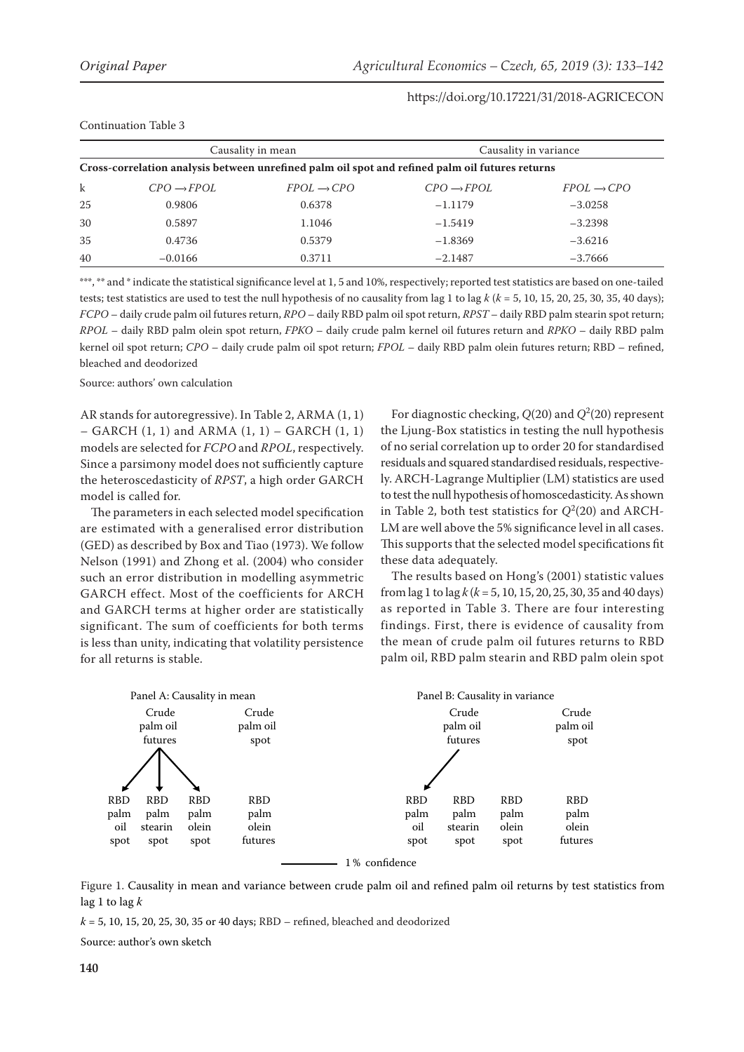Continuation Table 3

| | Causality in mean | | Causality in variance | |
|---|---|---|---|---|
| **Cross-correlation analysis between unrefined palm oil spot and refined palm oil futures returns** | | | | |
| k | *CPO* → *FPOL* | *FPOL* → *CPO* | *CPO* → *FPOL* | *FPOL* → *CPO* |
| 25 | 0.9806 | 0.6378 | −1.1179 | −3.0258 |
| 30 | 0.5897 | 1.1046 | −1.5419 | −3.2398 |
| 35 | 0.4736 | 0.5379 | −1.8369 | −3.6216 |
| 40 | −0.0166 | 0.3711 | −2.1487 | −3.7666 |

***, ** and * indicate the statistical significance level at 1, 5 and 10%, respectively; reported test statistics are based on one-tailed tests; test statistics are used to test the null hypothesis of no causality from lag 1 to lag $k$ ($k$ = 5, 10, 15, 20, 25, 30, 35, 40 days); *FCPO* – daily crude palm oil futures return, *RPO* – daily RBD palm oil spot return, *RPST* – daily RBD palm stearin spot return; *RPOL* – daily RBD palm olein spot return, *FPKO* – daily crude palm kernel oil futures return and *RPKO* – daily RBD palm kernel oil spot return; *CPO* – daily crude palm oil spot return; *FPOL* – daily RBD palm olein futures return; RBD – refined, bleached and deodorized

Source: authors' own calculation

AR stands for autoregressive). In Table 2, ARMA (1, 1) – GARCH (1, 1) and ARMA (1, 1) – GARCH (1, 1) models are selected for *FCPO* and *RPOL*, respectively. Since a parsimony model does not sufficiently capture the heteroscedasticity of *RPST*, a high order GARCH model is called for.

The parameters in each selected model specification are estimated with a generalised error distribution (GED) as described by Box and Tiao (1973). We follow Nelson (1991) and Zhong et al. (2004) who consider such an error distribution in modelling asymmetric GARCH effect. Most of the coefficients for ARCH and GARCH terms at higher order are statistically significant. The sum of coefficients for both terms is less than unity, indicating that volatility persistence for all returns is stable.

For diagnostic checking, $Q(20)$ and $Q^2(20)$ represent the Ljung-Box statistics in testing the null hypothesis of no serial correlation up to order 20 for standardised residuals and squared standardised residuals, respectively. ARCH-Lagrange Multiplier (LM) statistics are used to test the null hypothesis of homoscedasticity. As shown in Table 2, both test statistics for $Q^2(20)$ and ARCH-LM are well above the 5% significance level in all cases. This supports that the selected model specifications fit these data adequately.

The results based on Hong's (2001) statistic values from lag 1 to lag $k$ ($k$ = 5, 10, 15, 20, 25, 30, 35 and 40 days) as reported in Table 3. There are four interesting findings. First, there is evidence of causality from the mean of crude palm oil futures returns to RBD palm oil, RBD palm stearin and RBD palm olein spot

Panel A: Causality in mean

Panel B: Causality in variance

Figure 1. Causality in mean and variance between crude palm oil and refined palm oil returns by test statistics from lag 1 to lag $k$

$k$ = 5, 10, 15, 20, 25, 30, 35 or 40 days; RBD – refined, bleached and deodorized

Source: author's own sketch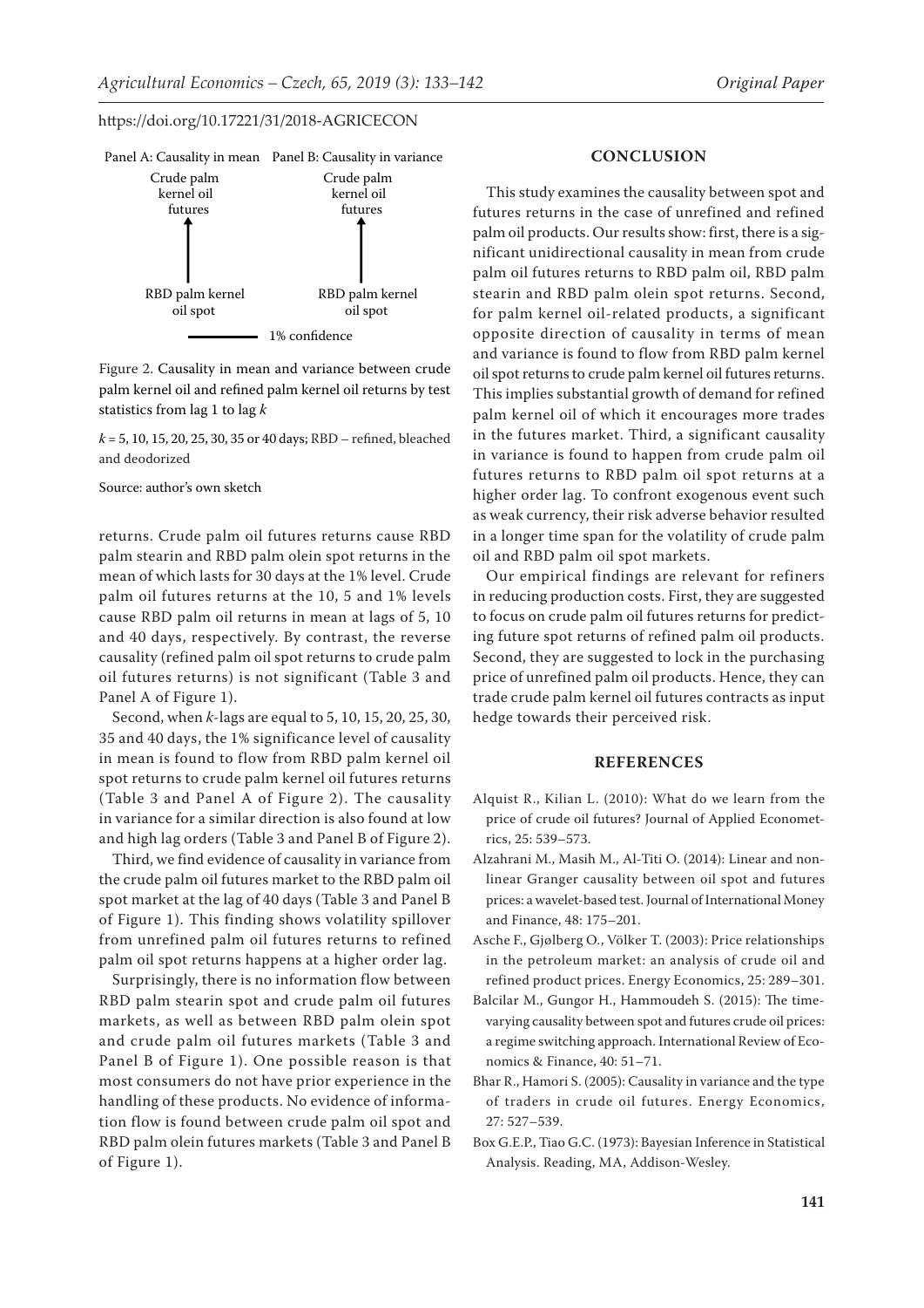Panel A: Causality in mean

Crude palm kernel oil futures

RBD palm kernel oil spot

Panel B: Causality in variance

Crude palm kernel oil futures

RBD palm kernel oil spot

1% confidence

Figure 2. Causality in mean and variance between crude palm kernel oil and refined palm kernel oil returns by test statistics from lag 1 to lag $k$

$k$ = 5, 10, 15, 20, 25, 30, 35 or 40 days; RBD – refined, bleached and deodorized

Source: author's own sketch

returns. Crude palm oil futures returns cause RBD palm stearin and RBD palm olein spot returns in the mean of which lasts for 30 days at the 1% level. Crude palm oil futures returns at the 10, 5 and 1% levels cause RBD palm oil returns in mean at lags of 5, 10 and 40 days, respectively. By contrast, the reverse causality (refined palm oil spot returns to crude palm oil futures returns) is not significant (Table 3 and Panel A of Figure 1).

Second, when $k$-lags are equal to 5, 10, 15, 20, 25, 30, 35 and 40 days, the 1% significance level of causality in mean is found to flow from RBD palm kernel oil spot returns to crude palm kernel oil futures returns (Table 3 and Panel A of Figure 2). The causality in variance for a similar direction is also found at low and high lag orders (Table 3 and Panel B of Figure 2).

Third, we find evidence of causality in variance from the crude palm oil futures market to the RBD palm oil spot market at the lag of 40 days (Table 3 and Panel B of Figure 1). This finding shows volatility spillover from unrefined palm oil futures returns to refined palm oil spot returns happens at a higher order lag.

Surprisingly, there is no information flow between RBD palm stearin spot and crude palm oil futures markets, as well as between RBD palm olein spot and crude palm oil futures markets (Table 3 and Panel B of Figure 1). One possible reason is that most consumers do not have prior experience in the handling of these products. No evidence of information flow is found between crude palm oil spot and RBD palm olein futures markets (Table 3 and Panel B of Figure 1).

## CONCLUSION

This study examines the causality between spot and futures returns in the case of unrefined and refined palm oil products. Our results show: first, there is a significant unidirectional causality in mean from crude palm oil futures returns to RBD palm oil, RBD palm stearin and RBD palm olein spot returns. Second, for palm kernel oil-related products, a significant opposite direction of causality in terms of mean and variance is found to flow from RBD palm kernel oil spot returns to crude palm kernel oil futures returns. This implies substantial growth of demand for refined palm kernel oil of which it encourages more trades in the futures market. Third, a significant causality in variance is found to happen from crude palm oil futures returns to RBD palm oil spot returns at a higher order lag. To confront exogenous event such as weak currency, their risk adverse behavior resulted in a longer time span for the volatility of crude palm oil and RBD palm oil spot markets.

Our empirical findings are relevant for refiners in reducing production costs. First, they are suggested to focus on crude palm oil futures returns for predicting future spot returns of refined palm oil products. Second, they are suggested to lock in the purchasing price of unrefined palm oil products. Hence, they can trade crude palm kernel oil futures contracts as input hedge towards their perceived risk.

## REFERENCES

Alquist R., Kilian L. (2010): What do we learn from the price of crude oil futures? Journal of Applied Econometrics, 25: 539–573.

Alzahrani M., Masih M., Al-Titi O. (2014): Linear and nonlinear Granger causality between oil spot and futures prices: a wavelet-based test. Journal of International Money and Finance, 48: 175–201.

Asche F., Gjølberg O., Völker T. (2003): Price relationships in the petroleum market: an analysis of crude oil and refined product prices. Energy Economics, 25: 289–301.

Balcilar M., Gungor H., Hammoudeh S. (2015): The time-varying causality between spot and futures crude oil prices: a regime switching approach. International Review of Economics & Finance, 40: 51–71.

Bhar R., Hamori S. (2005): Causality in variance and the type of traders in crude oil futures. Energy Economics, 27: 527–539.

Box G.E.P., Tiao G.C. (1973): Bayesian Inference in Statistical Analysis. Reading, MA, Addison-Wesley.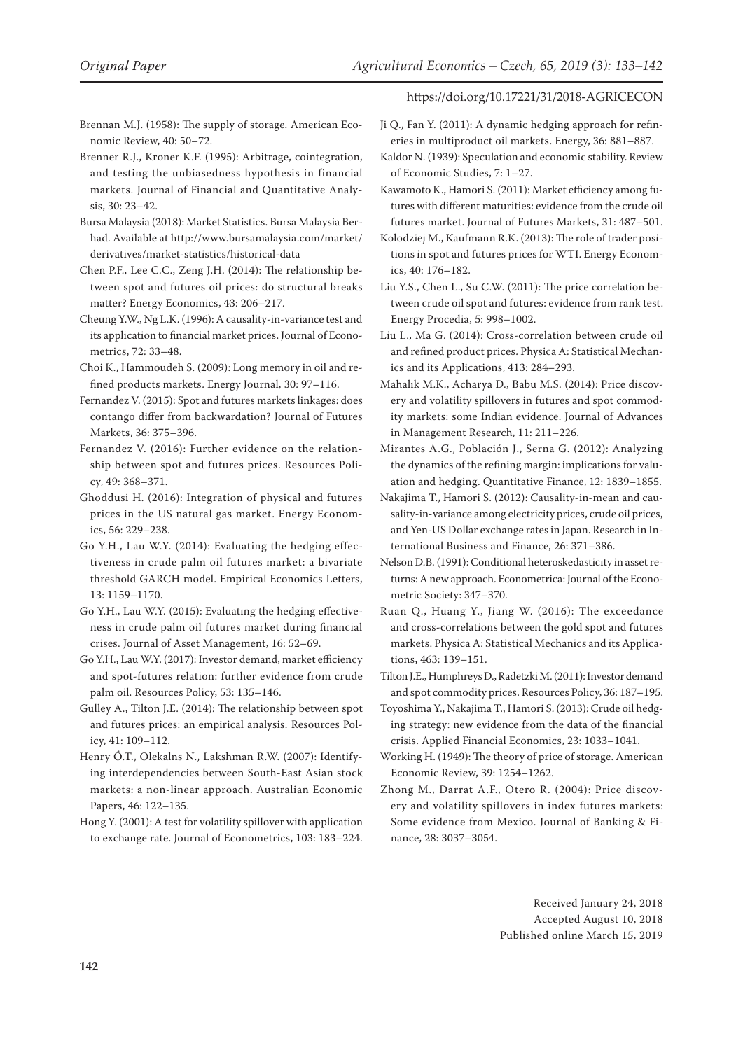Brennan M.J. (1958): The supply of storage. American Economic Review, 40: 50–72.

Brenner R.J., Kroner K.F. (1995): Arbitrage, cointegration, and testing the unbiasedness hypothesis in financial markets. Journal of Financial and Quantitative Analysis, 30: 23–42.

Bursa Malaysia (2018): Market Statistics. Bursa Malaysia Berhad. Available at http://www.bursamalaysia.com/market/derivatives/market-statistics/historical-data

Chen P.F., Lee C.C., Zeng J.H. (2014): The relationship between spot and futures oil prices: do structural breaks matter? Energy Economics, 43: 206–217.

Cheung Y.W., Ng L.K. (1996): A causality-in-variance test and its application to financial market prices. Journal of Econometrics, 72: 33–48.

Choi K., Hammoudeh S. (2009): Long memory in oil and refined products markets. Energy Journal, 30: 97–116.

Fernandez V. (2015): Spot and futures markets linkages: does contango differ from backwardation? Journal of Futures Markets, 36: 375–396.

Fernandez V. (2016): Further evidence on the relationship between spot and futures prices. Resources Policy, 49: 368–371.

Ghoddusi H. (2016): Integration of physical and futures prices in the US natural gas market. Energy Economics, 56: 229–238.

Go Y.H., Lau W.Y. (2014): Evaluating the hedging effectiveness in crude palm oil futures market: a bivariate threshold GARCH model. Empirical Economics Letters, 13: 1159–1170.

Go Y.H., Lau W.Y. (2015): Evaluating the hedging effectiveness in crude palm oil futures market during financial crises. Journal of Asset Management, 16: 52–69.

Go Y.H., Lau W.Y. (2017): Investor demand, market efficiency and spot-futures relation: further evidence from crude palm oil. Resources Policy, 53: 135–146.

Gulley A., Tilton J.E. (2014): The relationship between spot and futures prices: an empirical analysis. Resources Policy, 41: 109–112.

Henry Ó.T., Olekalns N., Lakshman R.W. (2007): Identifying interdependencies between South-East Asian stock markets: a non-linear approach. Australian Economic Papers, 46: 122–135.

Hong Y. (2001): A test for volatility spillover with application to exchange rate. Journal of Econometrics, 103: 183–224.

Ji Q., Fan Y. (2011): A dynamic hedging approach for refineries in multiproduct oil markets. Energy, 36: 881–887.

Kaldor N. (1939): Speculation and economic stability. Review of Economic Studies, 7: 1–27.

Kawamoto K., Hamori S. (2011): Market efficiency among futures with different maturities: evidence from the crude oil futures market. Journal of Futures Markets, 31: 487–501.

Kolodziej M., Kaufmann R.K. (2013): The role of trader positions in spot and futures prices for WTI. Energy Economics, 40: 176–182.

Liu Y.S., Chen L., Su C.W. (2011): The price correlation between crude oil spot and futures: evidence from rank test. Energy Procedia, 5: 998–1002.

Liu L., Ma G. (2014): Cross-correlation between crude oil and refined product prices. Physica A: Statistical Mechanics and its Applications, 413: 284–293.

Mahalik M.K., Acharya D., Babu M.S. (2014): Price discovery and volatility spillovers in futures and spot commodity markets: some Indian evidence. Journal of Advances in Management Research, 11: 211–226.

Mirantes A.G., Población J., Serna G. (2012): Analyzing the dynamics of the refining margin: implications for valuation and hedging. Quantitative Finance, 12: 1839–1855.

Nakajima T., Hamori S. (2012): Causality-in-mean and causality-in-variance among electricity prices, crude oil prices, and Yen-US Dollar exchange rates in Japan. Research in International Business and Finance, 26: 371–386.

Nelson D.B. (1991): Conditional heteroskedasticity in asset returns: A new approach. Econometrica: Journal of the Econometric Society: 347–370.

Ruan Q., Huang Y., Jiang W. (2016): The exceedance and cross-correlations between the gold spot and futures markets. Physica A: Statistical Mechanics and its Applications, 463: 139–151.

Tilton J.E., Humphreys D., Radetzki M. (2011): Investor demand and spot commodity prices. Resources Policy, 36: 187–195.

Toyoshima Y., Nakajima T., Hamori S. (2013): Crude oil hedging strategy: new evidence from the data of the financial crisis. Applied Financial Economics, 23: 1033–1041.

Working H. (1949): The theory of price of storage. American Economic Review, 39: 1254–1262.

Zhong M., Darrat A.F., Otero R. (2004): Price discovery and volatility spillovers in index futures markets: Some evidence from Mexico. Journal of Banking & Finance, 28: 3037–3054.

Received January 24, 2018
Accepted August 10, 2018
Published online March 15, 2019